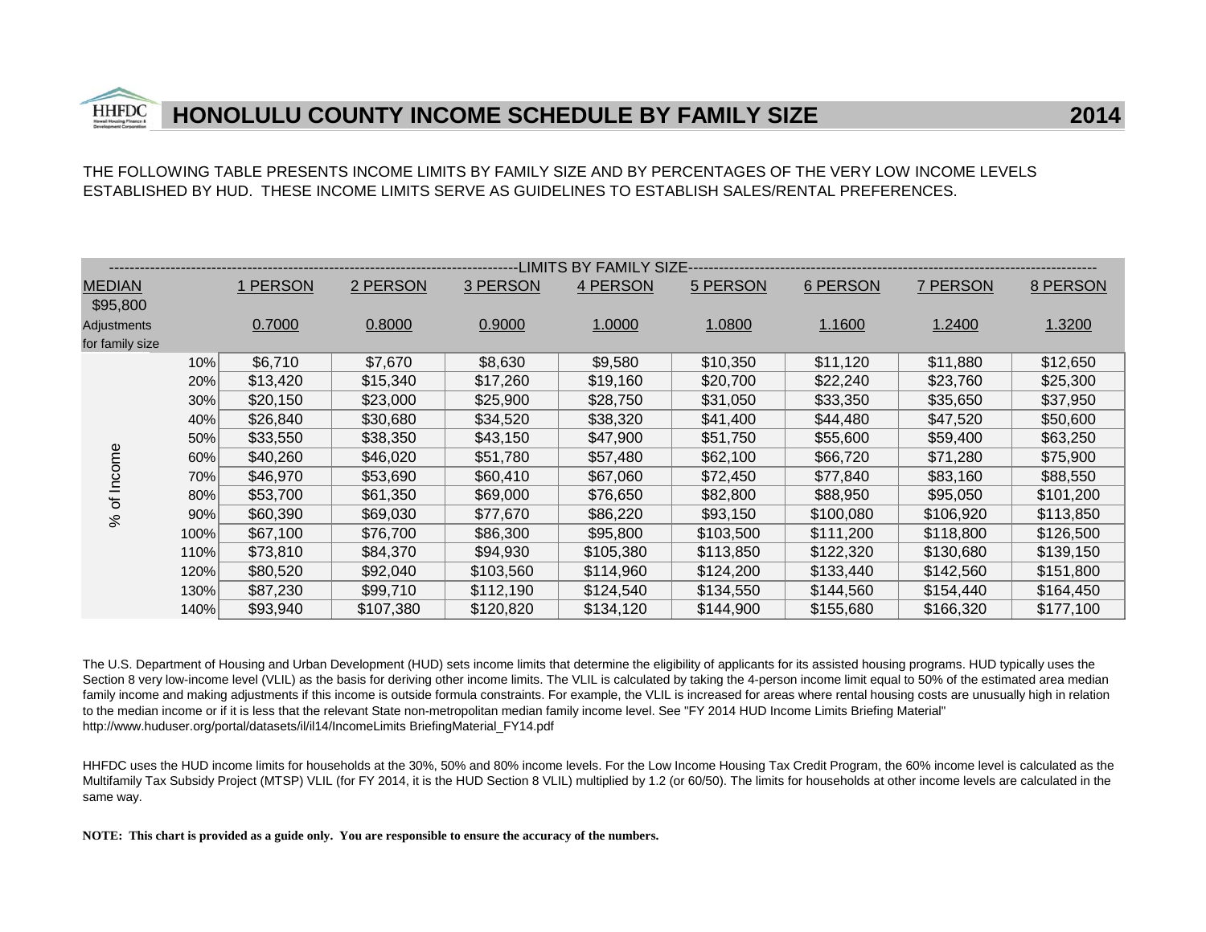# HONOLULU COUNTY INCOME SCHEDULE BY FAMILY SIZE 2014

THE FOLLOWING TABLE PRESENTS INCOME LIMITS BY FAMILY SIZE AND BY PERCENTAGES OF THE VERY LOW INCOME LEVELS ESTABLISHED BY HUD. THESE INCOME LIMITS SERVE AS GUIDELINES TO ESTABLISH SALES/RENTAL PREFERENCES.

| | | LIMITS BY FAMILY SIZE | | | | | | | |
|---|---|---|---|---|---|---|---|---|---|
| MEDIAN $95,800 | | 1 PERSON | 2 PERSON | 3 PERSON | 4 PERSON | 5 PERSON | 6 PERSON | 7 PERSON | 8 PERSON |
| Adjustments for family size | | 0.7000 | 0.8000 | 0.9000 | 1.0000 | 1.0800 | 1.1600 | 1.2400 | 1.3200 |
| % of Income | 10% | $6,710 | $7,670 | $8,630 | $9,580 | $10,350 | $11,120 | $11,880 | $12,650 |
| | 20% | $13,420 | $15,340 | $17,260 | $19,160 | $20,700 | $22,240 | $23,760 | $25,300 |
| | 30% | $20,150 | $23,000 | $25,900 | $28,750 | $31,050 | $33,350 | $35,650 | $37,950 |
| | 40% | $26,840 | $30,680 | $34,520 | $38,320 | $41,400 | $44,480 | $47,520 | $50,600 |
| | 50% | $33,550 | $38,350 | $43,150 | $47,900 | $51,750 | $55,600 | $59,400 | $63,250 |
| | 60% | $40,260 | $46,020 | $51,780 | $57,480 | $62,100 | $66,720 | $71,280 | $75,900 |
| | 70% | $46,970 | $53,690 | $60,410 | $67,060 | $72,450 | $77,840 | $83,160 | $88,550 |
| | 80% | $53,700 | $61,350 | $69,000 | $76,650 | $82,800 | $88,950 | $95,050 | $101,200 |
| | 90% | $60,390 | $69,030 | $77,670 | $86,220 | $93,150 | $100,080 | $106,920 | $113,850 |
| | 100% | $67,100 | $76,700 | $86,300 | $95,800 | $103,500 | $111,200 | $118,800 | $126,500 |
| | 110% | $73,810 | $84,370 | $94,930 | $105,380 | $113,850 | $122,320 | $130,680 | $139,150 |
| | 120% | $80,520 | $92,040 | $103,560 | $114,960 | $124,200 | $133,440 | $142,560 | $151,800 |
| | 130% | $87,230 | $99,710 | $112,190 | $124,540 | $134,550 | $144,560 | $154,440 | $164,450 |
| | 140% | $93,940 | $107,380 | $120,820 | $134,120 | $144,900 | $155,680 | $166,320 | $177,100 |

The U.S. Department of Housing and Urban Development (HUD) sets income limits that determine the eligibility of applicants for its assisted housing programs. HUD typically uses the Section 8 very low-income level (VLIL) as the basis for deriving other income limits. The VLIL is calculated by taking the 4-person income limit equal to 50% of the estimated area median family income and making adjustments if this income is outside formula constraints. For example, the VLIL is increased for areas where rental housing costs are unusually high in relation to the median income or if it is less that the relevant State non-metropolitan median family income level. See "FY 2014 HUD Income Limits Briefing Material" http://www.huduser.org/portal/datasets/il/il14/IncomeLimits BriefingMaterial_FY14.pdf

HHFDC uses the HUD income limits for households at the 30%, 50% and 80% income levels. For the Low Income Housing Tax Credit Program, the 60% income level is calculated as the Multifamily Tax Subsidy Project (MTSP) VLIL (for FY 2014, it is the HUD Section 8 VLIL) multiplied by 1.2 (or 60/50). The limits for households at other income levels are calculated in the same way.

**NOTE: This chart is provided as a guide only. You are responsible to ensure the accuracy of the numbers.**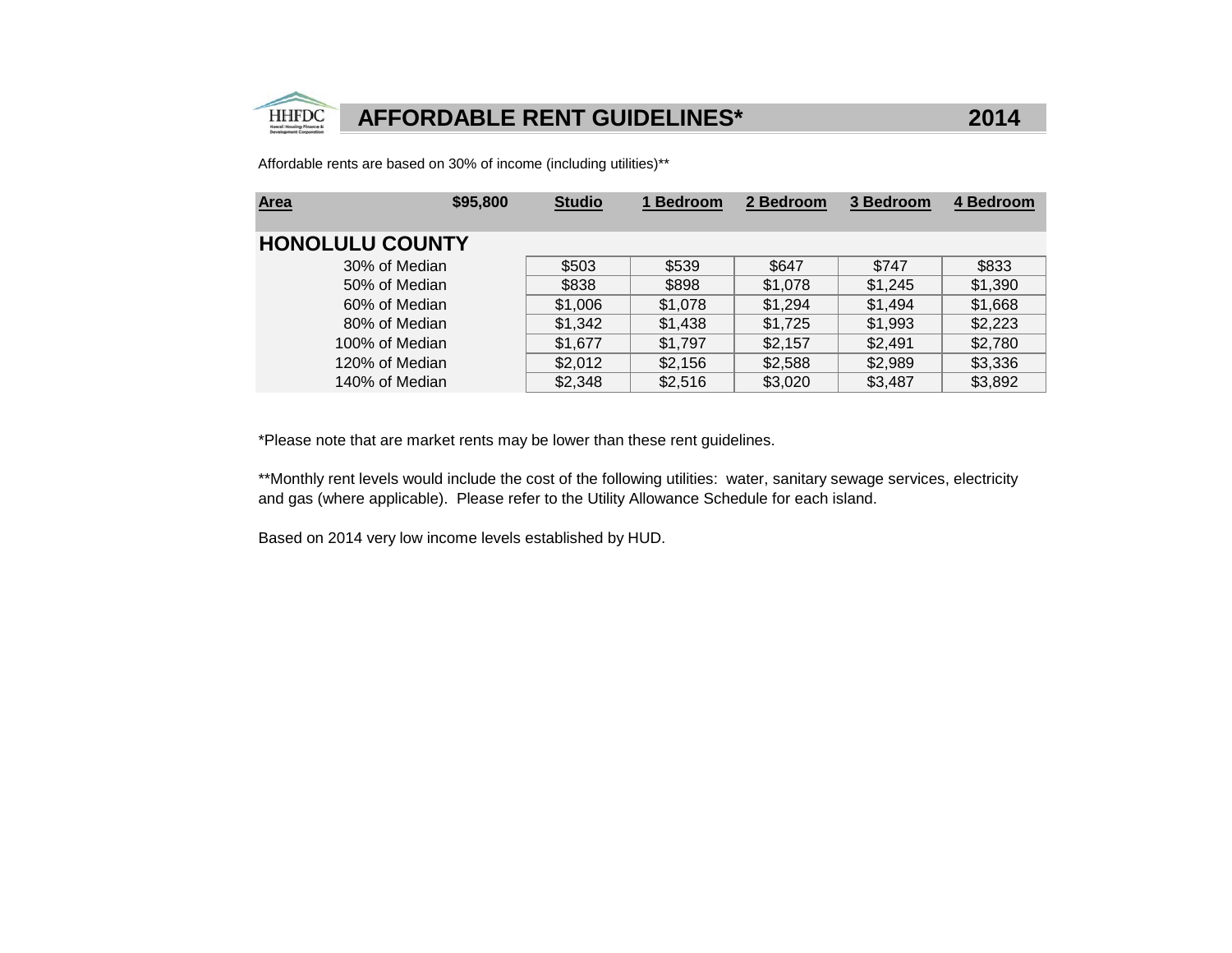# AFFORDABLE RENT GUIDELINES* 2014

Affordable rents are based on 30% of income (including utilities)**

| Area | $95,800 | Studio | 1 Bedroom | 2 Bedroom | 3 Bedroom | 4 Bedroom |
|---|---|---|---|---|---|---|
| **HONOLULU COUNTY** | | | | | | |
| 30% of Median | | $503 | $539 | $647 | $747 | $833 |
| 50% of Median | | $838 | $898 | $1,078 | $1,245 | $1,390 |
| 60% of Median | | $1,006 | $1,078 | $1,294 | $1,494 | $1,668 |
| 80% of Median | | $1,342 | $1,438 | $1,725 | $1,993 | $2,223 |
| 100% of Median | | $1,677 | $1,797 | $2,157 | $2,491 | $2,780 |
| 120% of Median | | $2,012 | $2,156 | $2,588 | $2,989 | $3,336 |
| 140% of Median | | $2,348 | $2,516 | $3,020 | $3,487 | $3,892 |

*Please note that are market rents may be lower than these rent guidelines.

**Monthly rent levels would include the cost of the following utilities: water, sanitary sewage services, electricity and gas (where applicable). Please refer to the Utility Allowance Schedule for each island.

Based on 2014 very low income levels established by HUD.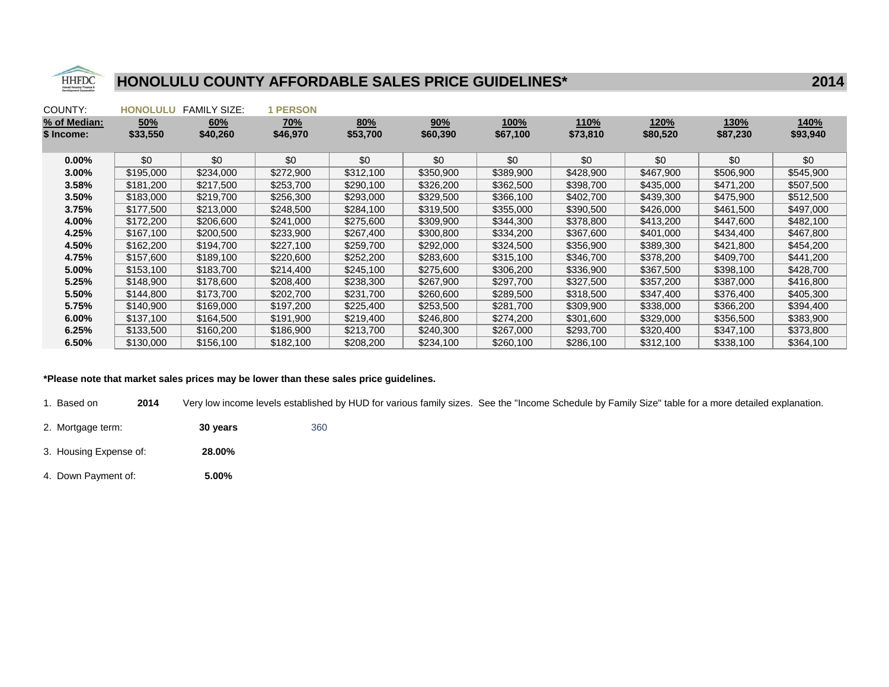# HONOLULU COUNTY AFFORDABLE SALES PRICE GUIDELINES* 2014

COUNTY: **HONOLULU** FAMILY SIZE: **1 PERSON**

| % of Median: | 50% | 60% | 70% | 80% | 90% | 100% | 110% | 120% | 130% | 140% |
|---|---|---|---|---|---|---|---|---|---|---|
| $ Income: | $33,550 | $40,260 | $46,970 | $53,700 | $60,390 | $67,100 | $73,810 | $80,520 | $87,230 | $93,940 |
| **0.00%** | $0 | $0 | $0 | $0 | $0 | $0 | $0 | $0 | $0 | $0 |
| **3.00%** | $195,000 | $234,000 | $272,900 | $312,100 | $350,900 | $389,900 | $428,900 | $467,900 | $506,900 | $545,900 |
| **3.58%** | $181,200 | $217,500 | $253,700 | $290,100 | $326,200 | $362,500 | $398,700 | $435,000 | $471,200 | $507,500 |
| **3.50%** | $183,000 | $219,700 | $256,300 | $293,000 | $329,500 | $366,100 | $402,700 | $439,300 | $475,900 | $512,500 |
| **3.75%** | $177,500 | $213,000 | $248,500 | $284,100 | $319,500 | $355,000 | $390,500 | $426,000 | $461,500 | $497,000 |
| **4.00%** | $172,200 | $206,600 | $241,000 | $275,600 | $309,900 | $344,300 | $378,800 | $413,200 | $447,600 | $482,100 |
| **4.25%** | $167,100 | $200,500 | $233,900 | $267,400 | $300,800 | $334,200 | $367,600 | $401,000 | $434,400 | $467,800 |
| **4.50%** | $162,200 | $194,700 | $227,100 | $259,700 | $292,000 | $324,500 | $356,900 | $389,300 | $421,800 | $454,200 |
| **4.75%** | $157,600 | $189,100 | $220,600 | $252,200 | $283,600 | $315,100 | $346,700 | $378,200 | $409,700 | $441,200 |
| **5.00%** | $153,100 | $183,700 | $214,400 | $245,100 | $275,600 | $306,200 | $336,900 | $367,500 | $398,100 | $428,700 |
| **5.25%** | $148,900 | $178,600 | $208,400 | $238,300 | $267,900 | $297,700 | $327,500 | $357,200 | $387,000 | $416,800 |
| **5.50%** | $144,800 | $173,700 | $202,700 | $231,700 | $260,600 | $289,500 | $318,500 | $347,400 | $376,400 | $405,300 |
| **5.75%** | $140,900 | $169,000 | $197,200 | $225,400 | $253,500 | $281,700 | $309,900 | $338,000 | $366,200 | $394,400 |
| **6.00%** | $137,100 | $164,500 | $191,900 | $219,400 | $246,800 | $274,200 | $301,600 | $329,000 | $356,500 | $383,900 |
| **6.25%** | $133,500 | $160,200 | $186,900 | $213,700 | $240,300 | $267,000 | $293,700 | $320,400 | $347,100 | $373,800 |
| **6.50%** | $130,000 | $156,100 | $182,100 | $208,200 | $234,100 | $260,100 | $286,100 | $312,100 | $338,100 | $364,100 |

**\*Please note that market sales prices may be lower than these sales price guidelines.**

1. Based on **2014** Very low income levels established by HUD for various family sizes. See the "Income Schedule by Family Size" table for a more detailed explanation.
2. Mortgage term: **30 years** 360
3. Housing Expense of: **28.00%**
4. Down Payment of: **5.00%**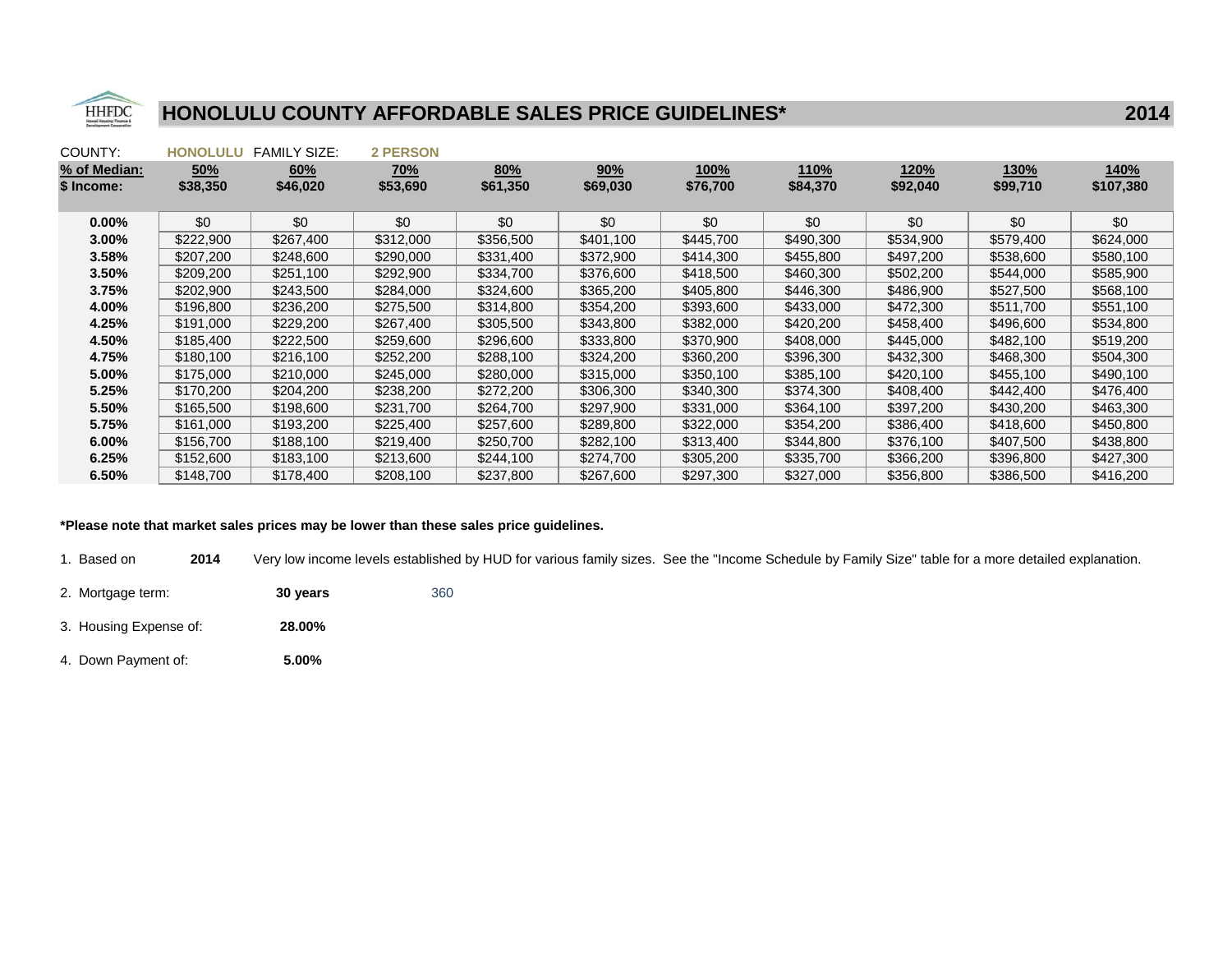# HONOLULU COUNTY AFFORDABLE SALES PRICE GUIDELINES* 2014

COUNTY: **HONOLULU** FAMILY SIZE: **2 PERSON**

| % of Median: | 50% | 60% | 70% | 80% | 90% | 100% | 110% | 120% | 130% | 140% |
|---|---|---|---|---|---|---|---|---|---|---|
| $ Income: | $38,350 | $46,020 | $53,690 | $61,350 | $69,030 | $76,700 | $84,370 | $92,040 | $99,710 | $107,380 |
| **0.00%** | $0 | $0 | $0 | $0 | $0 | $0 | $0 | $0 | $0 | $0 |
| **3.00%** | $222,900 | $267,400 | $312,000 | $356,500 | $401,100 | $445,700 | $490,300 | $534,900 | $579,400 | $624,000 |
| **3.58%** | $207,200 | $248,600 | $290,000 | $331,400 | $372,900 | $414,300 | $455,800 | $497,200 | $538,600 | $580,100 |
| **3.50%** | $209,200 | $251,100 | $292,900 | $334,700 | $376,600 | $418,500 | $460,300 | $502,200 | $544,000 | $585,900 |
| **3.75%** | $202,900 | $243,500 | $284,000 | $324,600 | $365,200 | $405,800 | $446,300 | $486,900 | $527,500 | $568,100 |
| **4.00%** | $196,800 | $236,200 | $275,500 | $314,800 | $354,200 | $393,600 | $433,000 | $472,300 | $511,700 | $551,100 |
| **4.25%** | $191,000 | $229,200 | $267,400 | $305,500 | $343,800 | $382,000 | $420,200 | $458,400 | $496,600 | $534,800 |
| **4.50%** | $185,400 | $222,500 | $259,600 | $296,600 | $333,800 | $370,900 | $408,000 | $445,000 | $482,100 | $519,200 |
| **4.75%** | $180,100 | $216,100 | $252,200 | $288,100 | $324,200 | $360,200 | $396,300 | $432,300 | $468,300 | $504,300 |
| **5.00%** | $175,000 | $210,000 | $245,000 | $280,000 | $315,000 | $350,100 | $385,100 | $420,100 | $455,100 | $490,100 |
| **5.25%** | $170,200 | $204,200 | $238,200 | $272,200 | $306,300 | $340,300 | $374,300 | $408,400 | $442,400 | $476,400 |
| **5.50%** | $165,500 | $198,600 | $231,700 | $264,700 | $297,900 | $331,000 | $364,100 | $397,200 | $430,200 | $463,300 |
| **5.75%** | $161,000 | $193,200 | $225,400 | $257,600 | $289,800 | $322,000 | $354,200 | $386,400 | $418,600 | $450,800 |
| **6.00%** | $156,700 | $188,100 | $219,400 | $250,700 | $282,100 | $313,400 | $344,800 | $376,100 | $407,500 | $438,800 |
| **6.25%** | $152,600 | $183,100 | $213,600 | $244,100 | $274,700 | $305,200 | $335,700 | $366,200 | $396,800 | $427,300 |
| **6.50%** | $148,700 | $178,400 | $208,100 | $237,800 | $267,600 | $297,300 | $327,000 | $356,800 | $386,500 | $416,200 |

**\*Please note that market sales prices may be lower than these sales price guidelines.**

1. Based on **2014** Very low income levels established by HUD for various family sizes. See the "Income Schedule by Family Size" table for a more detailed explanation.
2. Mortgage term: **30 years** 360
3. Housing Expense of: **28.00%**
4. Down Payment of: **5.00%**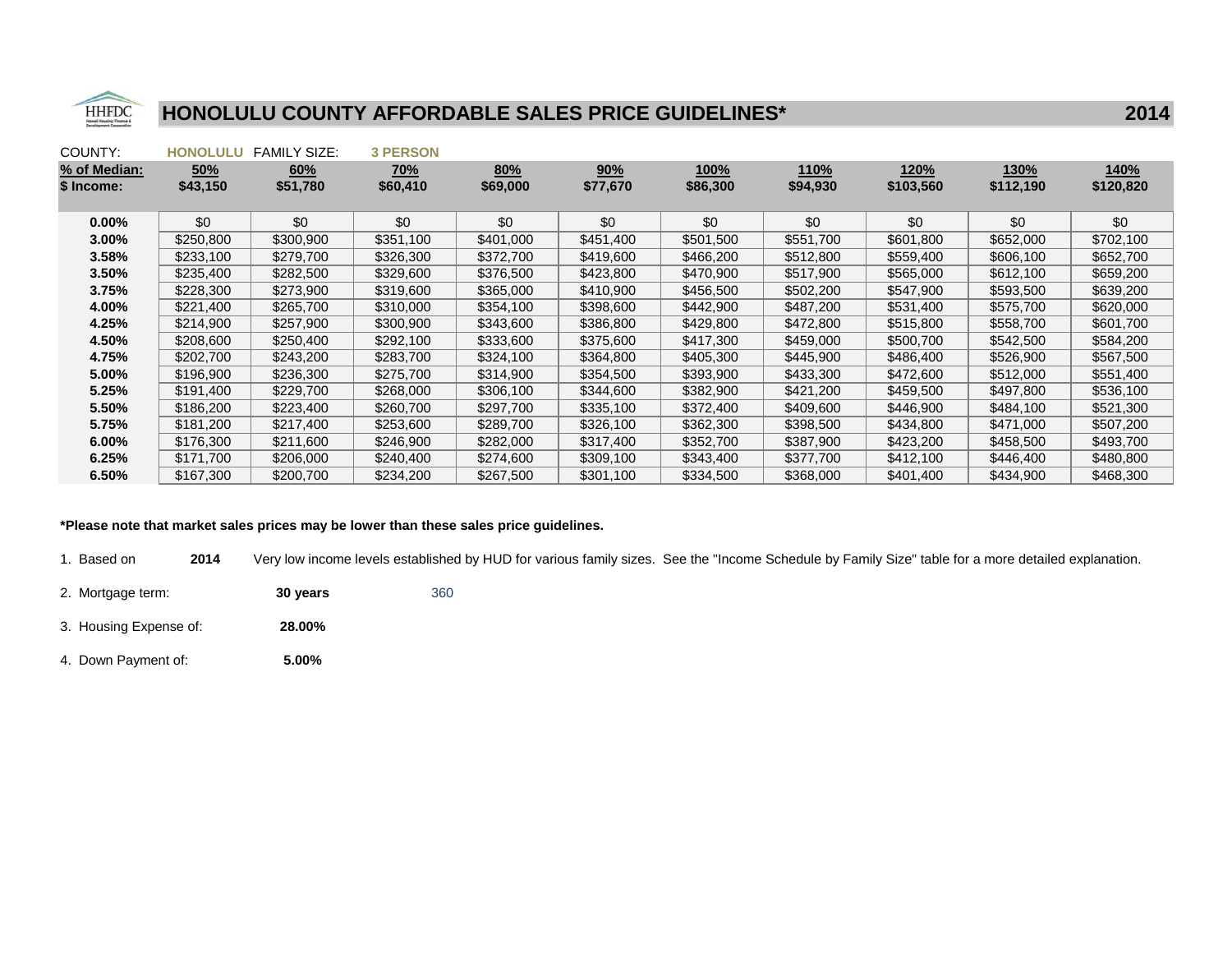# HONOLULU COUNTY AFFORDABLE SALES PRICE GUIDELINES* 2014

COUNTY: HONOLULU FAMILY SIZE: 3 PERSON

| % of Median: | 50% | 60% | 70% | 80% | 90% | 100% | 110% | 120% | 130% | 140% |
|---|---|---|---|---|---|---|---|---|---|---|
| $ Income: | $43,150 | $51,780 | $60,410 | $69,000 | $77,670 | $86,300 | $94,930 | $103,560 | $112,190 | $120,820 |
| **0.00%** | $0 | $0 | $0 | $0 | $0 | $0 | $0 | $0 | $0 | $0 |
| **3.00%** | $250,800 | $300,900 | $351,100 | $401,000 | $451,400 | $501,500 | $551,700 | $601,800 | $652,000 | $702,100 |
| **3.58%** | $233,100 | $279,700 | $326,300 | $372,700 | $419,600 | $466,200 | $512,800 | $559,400 | $606,100 | $652,700 |
| **3.50%** | $235,400 | $282,500 | $329,600 | $376,500 | $423,800 | $470,900 | $517,900 | $565,000 | $612,100 | $659,200 |
| **3.75%** | $228,300 | $273,900 | $319,600 | $365,000 | $410,900 | $456,500 | $502,200 | $547,900 | $593,500 | $639,200 |
| **4.00%** | $221,400 | $265,700 | $310,000 | $354,100 | $398,600 | $442,900 | $487,200 | $531,400 | $575,700 | $620,000 |
| **4.25%** | $214,900 | $257,900 | $300,900 | $343,600 | $386,800 | $429,800 | $472,800 | $515,800 | $558,700 | $601,700 |
| **4.50%** | $208,600 | $250,400 | $292,100 | $333,600 | $375,600 | $417,300 | $459,000 | $500,700 | $542,500 | $584,200 |
| **4.75%** | $202,700 | $243,200 | $283,700 | $324,100 | $364,800 | $405,300 | $445,900 | $486,400 | $526,900 | $567,500 |
| **5.00%** | $196,900 | $236,300 | $275,700 | $314,900 | $354,500 | $393,900 | $433,300 | $472,600 | $512,000 | $551,400 |
| **5.25%** | $191,400 | $229,700 | $268,000 | $306,100 | $344,600 | $382,900 | $421,200 | $459,500 | $497,800 | $536,100 |
| **5.50%** | $186,200 | $223,400 | $260,700 | $297,700 | $335,100 | $372,400 | $409,600 | $446,900 | $484,100 | $521,300 |
| **5.75%** | $181,200 | $217,400 | $253,600 | $289,700 | $326,100 | $362,300 | $398,500 | $434,800 | $471,000 | $507,200 |
| **6.00%** | $176,300 | $211,600 | $246,900 | $282,000 | $317,400 | $352,700 | $387,900 | $423,200 | $458,500 | $493,700 |
| **6.25%** | $171,700 | $206,000 | $240,400 | $274,600 | $309,100 | $343,400 | $377,700 | $412,100 | $446,400 | $480,800 |
| **6.50%** | $167,300 | $200,700 | $234,200 | $267,500 | $301,100 | $334,500 | $368,000 | $401,400 | $434,900 | $468,300 |

**\*Please note that market sales prices may be lower than these sales price guidelines.**

1. Based on **2014** Very low income levels established by HUD for various family sizes. See the "Income Schedule by Family Size" table for a more detailed explanation.
2. Mortgage term: **30 years** 360
3. Housing Expense of: **28.00%**
4. Down Payment of: **5.00%**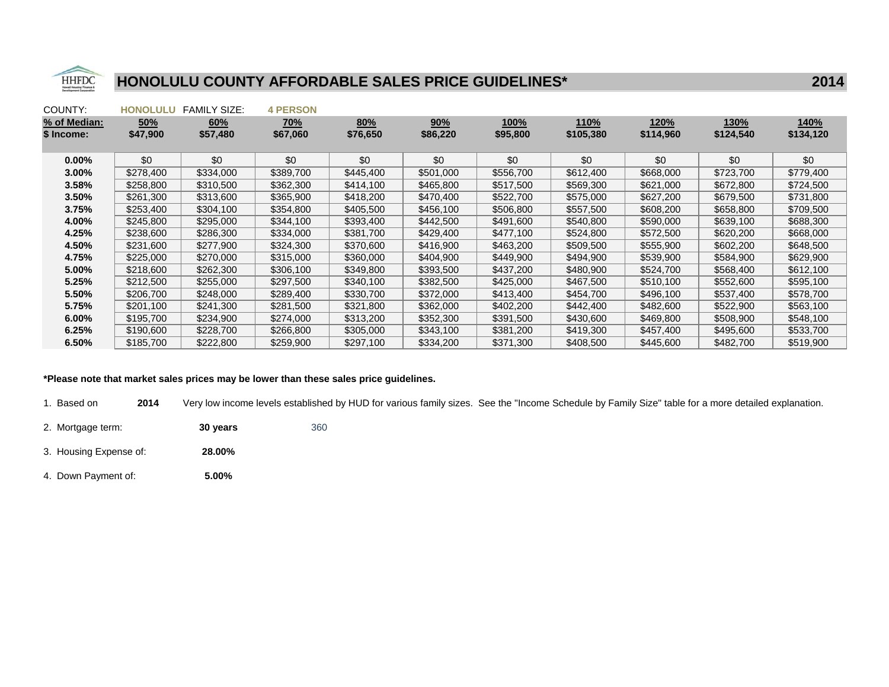# HONOLULU COUNTY AFFORDABLE SALES PRICE GUIDELINES* 2014

COUNTY: **HONOLULU** FAMILY SIZE: **4 PERSON**

| % of Median: | 50% | 60% | 70% | 80% | 90% | 100% | 110% | 120% | 130% | 140% |
|---|---|---|---|---|---|---|---|---|---|---|
| $ Income: | $47,900 | $57,480 | $67,060 | $76,650 | $86,220 | $95,800 | $105,380 | $114,960 | $124,540 | $134,120 |
| **0.00%** | $0 | $0 | $0 | $0 | $0 | $0 | $0 | $0 | $0 | $0 |
| **3.00%** | $278,400 | $334,000 | $389,700 | $445,400 | $501,000 | $556,700 | $612,400 | $668,000 | $723,700 | $779,400 |
| **3.58%** | $258,800 | $310,500 | $362,300 | $414,100 | $465,800 | $517,500 | $569,300 | $621,000 | $672,800 | $724,500 |
| **3.50%** | $261,300 | $313,600 | $365,900 | $418,200 | $470,400 | $522,700 | $575,000 | $627,200 | $679,500 | $731,800 |
| **3.75%** | $253,400 | $304,100 | $354,800 | $405,500 | $456,100 | $506,800 | $557,500 | $608,200 | $658,800 | $709,500 |
| **4.00%** | $245,800 | $295,000 | $344,100 | $393,400 | $442,500 | $491,600 | $540,800 | $590,000 | $639,100 | $688,300 |
| **4.25%** | $238,600 | $286,300 | $334,000 | $381,700 | $429,400 | $477,100 | $524,800 | $572,500 | $620,200 | $668,000 |
| **4.50%** | $231,600 | $277,900 | $324,300 | $370,600 | $416,900 | $463,200 | $509,500 | $555,900 | $602,200 | $648,500 |
| **4.75%** | $225,000 | $270,000 | $315,000 | $360,000 | $404,900 | $449,900 | $494,900 | $539,900 | $584,900 | $629,900 |
| **5.00%** | $218,600 | $262,300 | $306,100 | $349,800 | $393,500 | $437,200 | $480,900 | $524,700 | $568,400 | $612,100 |
| **5.25%** | $212,500 | $255,000 | $297,500 | $340,100 | $382,500 | $425,000 | $467,500 | $510,100 | $552,600 | $595,100 |
| **5.50%** | $206,700 | $248,000 | $289,400 | $330,700 | $372,000 | $413,400 | $454,700 | $496,100 | $537,400 | $578,700 |
| **5.75%** | $201,100 | $241,300 | $281,500 | $321,800 | $362,000 | $402,200 | $442,400 | $482,600 | $522,900 | $563,100 |
| **6.00%** | $195,700 | $234,900 | $274,000 | $313,200 | $352,300 | $391,500 | $430,600 | $469,800 | $508,900 | $548,100 |
| **6.25%** | $190,600 | $228,700 | $266,800 | $305,000 | $343,100 | $381,200 | $419,300 | $457,400 | $495,600 | $533,700 |
| **6.50%** | $185,700 | $222,800 | $259,900 | $297,100 | $334,200 | $371,300 | $408,500 | $445,600 | $482,700 | $519,900 |

**\*Please note that market sales prices may be lower than these sales price guidelines.**

1. Based on **2014** Very low income levels established by HUD for various family sizes. See the "Income Schedule by Family Size" table for a more detailed explanation.
2. Mortgage term: **30 years** 360
3. Housing Expense of: **28.00%**
4. Down Payment of: **5.00%**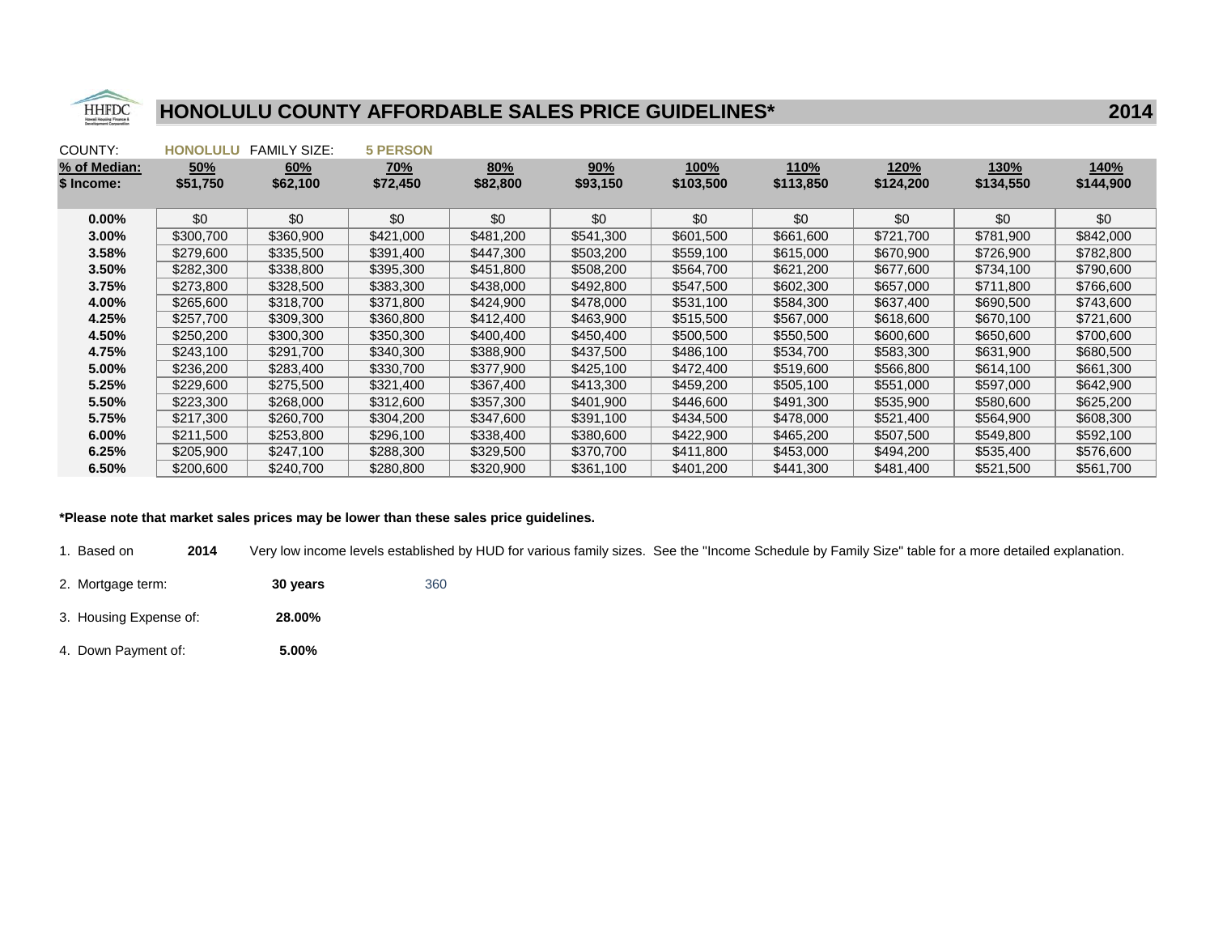# HONOLULU COUNTY AFFORDABLE SALES PRICE GUIDELINES* 2014

COUNTY: **HONOLULU** FAMILY SIZE: **5 PERSON**

| % of Median: | 50% | 60% | 70% | 80% | 90% | 100% | 110% | 120% | 130% | 140% |
|---|---|---|---|---|---|---|---|---|---|---|
| $ Income: | $51,750 | $62,100 | $72,450 | $82,800 | $93,150 | $103,500 | $113,850 | $124,200 | $134,550 | $144,900 |
| **0.00%** | $0 | $0 | $0 | $0 | $0 | $0 | $0 | $0 | $0 | $0 |
| **3.00%** | $300,700 | $360,900 | $421,000 | $481,200 | $541,300 | $601,500 | $661,600 | $721,700 | $781,900 | $842,000 |
| **3.58%** | $279,600 | $335,500 | $391,400 | $447,300 | $503,200 | $559,100 | $615,000 | $670,900 | $726,900 | $782,800 |
| **3.50%** | $282,300 | $338,800 | $395,300 | $451,800 | $508,200 | $564,700 | $621,200 | $677,600 | $734,100 | $790,600 |
| **3.75%** | $273,800 | $328,500 | $383,300 | $438,000 | $492,800 | $547,500 | $602,300 | $657,000 | $711,800 | $766,600 |
| **4.00%** | $265,600 | $318,700 | $371,800 | $424,900 | $478,000 | $531,100 | $584,300 | $637,400 | $690,500 | $743,600 |
| **4.25%** | $257,700 | $309,300 | $360,800 | $412,400 | $463,900 | $515,500 | $567,000 | $618,600 | $670,100 | $721,600 |
| **4.50%** | $250,200 | $300,300 | $350,300 | $400,400 | $450,400 | $500,500 | $550,500 | $600,600 | $650,600 | $700,600 |
| **4.75%** | $243,100 | $291,700 | $340,300 | $388,900 | $437,500 | $486,100 | $534,700 | $583,300 | $631,900 | $680,500 |
| **5.00%** | $236,200 | $283,400 | $330,700 | $377,900 | $425,100 | $472,400 | $519,600 | $566,800 | $614,100 | $661,300 |
| **5.25%** | $229,600 | $275,500 | $321,400 | $367,400 | $413,300 | $459,200 | $505,100 | $551,000 | $597,000 | $642,900 |
| **5.50%** | $223,300 | $268,000 | $312,600 | $357,300 | $401,900 | $446,600 | $491,300 | $535,900 | $580,600 | $625,200 |
| **5.75%** | $217,300 | $260,700 | $304,200 | $347,600 | $391,100 | $434,500 | $478,000 | $521,400 | $564,900 | $608,300 |
| **6.00%** | $211,500 | $253,800 | $296,100 | $338,400 | $380,600 | $422,900 | $465,200 | $507,500 | $549,800 | $592,100 |
| **6.25%** | $205,900 | $247,100 | $288,300 | $329,500 | $370,700 | $411,800 | $453,000 | $494,200 | $535,400 | $576,600 |
| **6.50%** | $200,600 | $240,700 | $280,800 | $320,900 | $361,100 | $401,200 | $441,300 | $481,400 | $521,500 | $561,700 |

**\*Please note that market sales prices may be lower than these sales price guidelines.**

1. Based on **2014** Very low income levels established by HUD for various family sizes. See the "Income Schedule by Family Size" table for a more detailed explanation.
2. Mortgage term: **30 years** 360
3. Housing Expense of: **28.00%**
4. Down Payment of: **5.00%**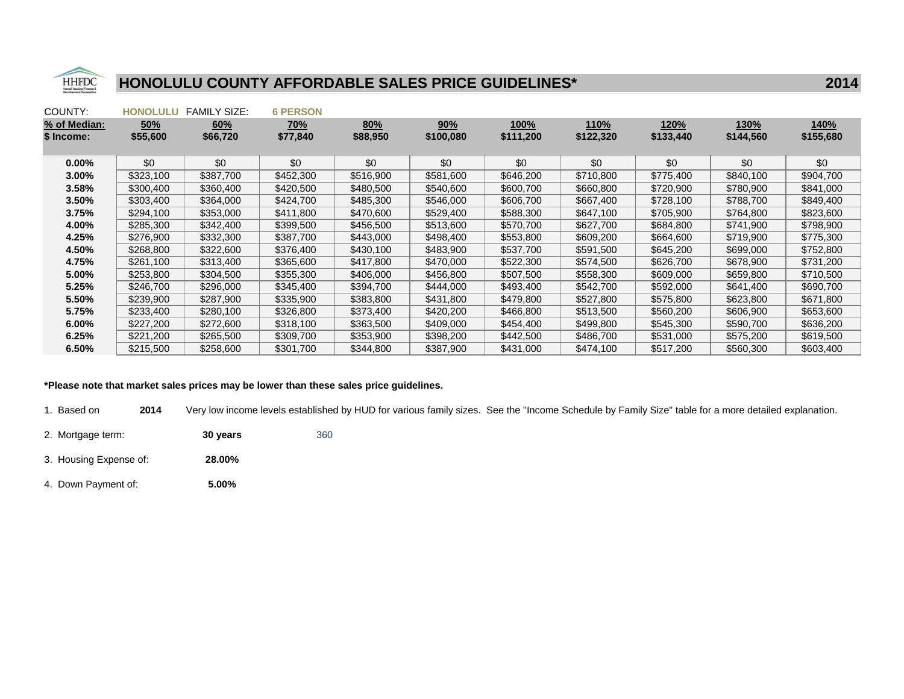# HONOLULU COUNTY AFFORDABLE SALES PRICE GUIDELINES* 2014

COUNTY: **HONOLULU** FAMILY SIZE: **6 PERSON**

| % of Median: | 50% | 60% | 70% | 80% | 90% | 100% | 110% | 120% | 130% | 140% |
|---|---|---|---|---|---|---|---|---|---|---|
| $ Income: | $55,600 | $66,720 | $77,840 | $88,950 | $100,080 | $111,200 | $122,320 | $133,440 | $144,560 | $155,680 |
| 0.00% | $0 | $0 | $0 | $0 | $0 | $0 | $0 | $0 | $0 | $0 |
| 3.00% | $323,100 | $387,700 | $452,300 | $516,900 | $581,600 | $646,200 | $710,800 | $775,400 | $840,100 | $904,700 |
| 3.58% | $300,400 | $360,400 | $420,500 | $480,500 | $540,600 | $600,700 | $660,800 | $720,900 | $780,900 | $841,000 |
| 3.50% | $303,400 | $364,000 | $424,700 | $485,300 | $546,000 | $606,700 | $667,400 | $728,100 | $788,700 | $849,400 |
| 3.75% | $294,100 | $353,000 | $411,800 | $470,600 | $529,400 | $588,300 | $647,100 | $705,900 | $764,800 | $823,600 |
| 4.00% | $285,300 | $342,400 | $399,500 | $456,500 | $513,600 | $570,700 | $627,700 | $684,800 | $741,900 | $798,900 |
| 4.25% | $276,900 | $332,300 | $387,700 | $443,000 | $498,400 | $553,800 | $609,200 | $664,600 | $719,900 | $775,300 |
| 4.50% | $268,800 | $322,600 | $376,400 | $430,100 | $483,900 | $537,700 | $591,500 | $645,200 | $699,000 | $752,800 |
| 4.75% | $261,100 | $313,400 | $365,600 | $417,800 | $470,000 | $522,300 | $574,500 | $626,700 | $678,900 | $731,200 |
| 5.00% | $253,800 | $304,500 | $355,300 | $406,000 | $456,800 | $507,500 | $558,300 | $609,000 | $659,800 | $710,500 |
| 5.25% | $246,700 | $296,000 | $345,400 | $394,700 | $444,000 | $493,400 | $542,700 | $592,000 | $641,400 | $690,700 |
| 5.50% | $239,900 | $287,900 | $335,900 | $383,800 | $431,800 | $479,800 | $527,800 | $575,800 | $623,800 | $671,800 |
| 5.75% | $233,400 | $280,100 | $326,800 | $373,400 | $420,200 | $466,800 | $513,500 | $560,200 | $606,900 | $653,600 |
| 6.00% | $227,200 | $272,600 | $318,100 | $363,500 | $409,000 | $454,400 | $499,800 | $545,300 | $590,700 | $636,200 |
| 6.25% | $221,200 | $265,500 | $309,700 | $353,900 | $398,200 | $442,500 | $486,700 | $531,000 | $575,200 | $619,500 |
| 6.50% | $215,500 | $258,600 | $301,700 | $344,800 | $387,900 | $431,000 | $474,100 | $517,200 | $560,300 | $603,400 |

**\*Please note that market sales prices may be lower than these sales price guidelines.**

1. Based on **2014** Very low income levels established by HUD for various family sizes. See the "Income Schedule by Family Size" table for a more detailed explanation.
2. Mortgage term: **30 years** 360
3. Housing Expense of: **28.00%**
4. Down Payment of: **5.00%**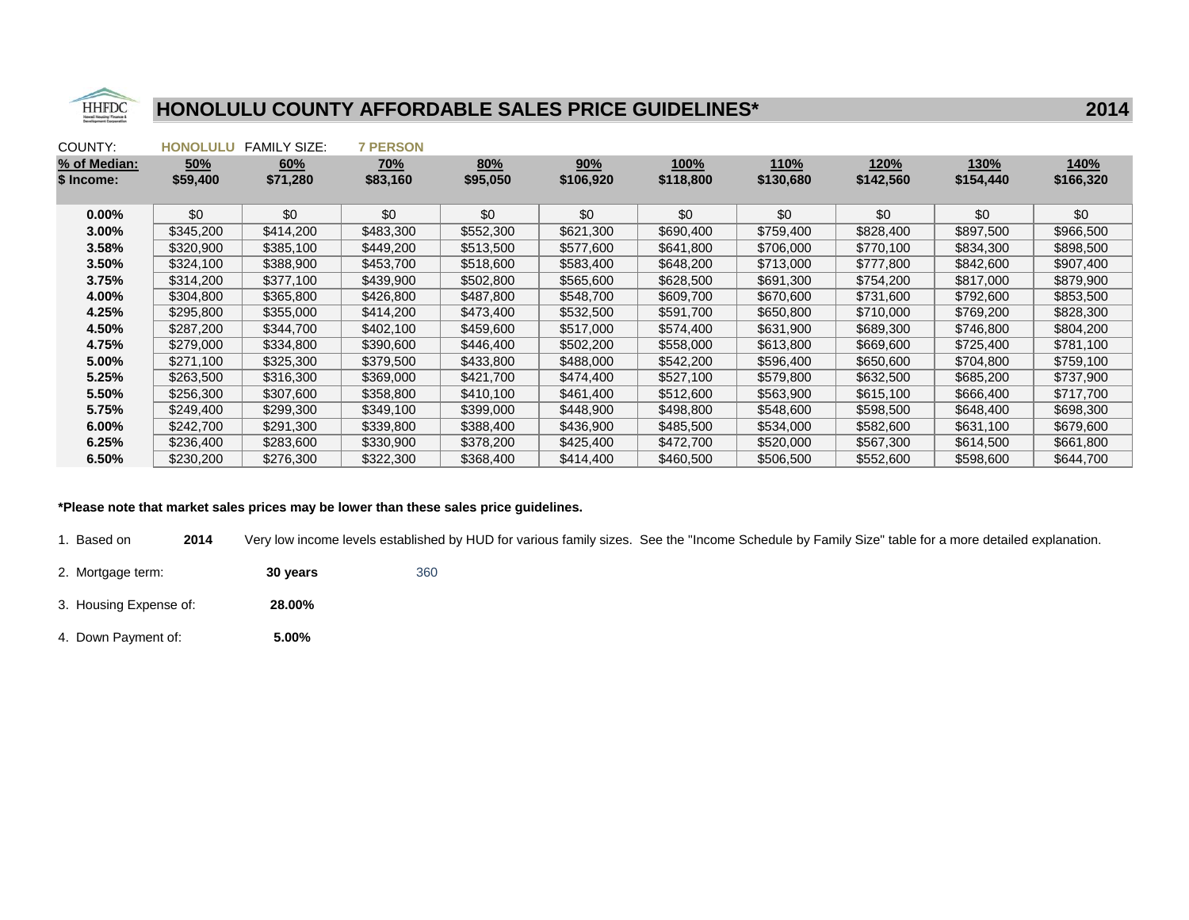# HONOLULU COUNTY AFFORDABLE SALES PRICE GUIDELINES* 2014

COUNTY: **HONOLULU** FAMILY SIZE: **7 PERSON**

| % of Median: | 50% | 60% | 70% | 80% | 90% | 100% | 110% | 120% | 130% | 140% |
|---|---|---|---|---|---|---|---|---|---|---|
| $ Income: | $59,400 | $71,280 | $83,160 | $95,050 | $106,920 | $118,800 | $130,680 | $142,560 | $154,440 | $166,320 |
| 0.00% | $0 | $0 | $0 | $0 | $0 | $0 | $0 | $0 | $0 | $0 |
| 3.00% | $345,200 | $414,200 | $483,300 | $552,300 | $621,300 | $690,400 | $759,400 | $828,400 | $897,500 | $966,500 |
| 3.58% | $320,900 | $385,100 | $449,200 | $513,500 | $577,600 | $641,800 | $706,000 | $770,100 | $834,300 | $898,500 |
| 3.50% | $324,100 | $388,900 | $453,700 | $518,600 | $583,400 | $648,200 | $713,000 | $777,800 | $842,600 | $907,400 |
| 3.75% | $314,200 | $377,100 | $439,900 | $502,800 | $565,600 | $628,500 | $691,300 | $754,200 | $817,000 | $879,900 |
| 4.00% | $304,800 | $365,800 | $426,800 | $487,800 | $548,700 | $609,700 | $670,600 | $731,600 | $792,600 | $853,500 |
| 4.25% | $295,800 | $355,000 | $414,200 | $473,400 | $532,500 | $591,700 | $650,800 | $710,000 | $769,200 | $828,300 |
| 4.50% | $287,200 | $344,700 | $402,100 | $459,600 | $517,000 | $574,400 | $631,900 | $689,300 | $746,800 | $804,200 |
| 4.75% | $279,000 | $334,800 | $390,600 | $446,400 | $502,200 | $558,000 | $613,800 | $669,600 | $725,400 | $781,100 |
| 5.00% | $271,100 | $325,300 | $379,500 | $433,800 | $488,000 | $542,200 | $596,400 | $650,600 | $704,800 | $759,100 |
| 5.25% | $263,500 | $316,300 | $369,000 | $421,700 | $474,400 | $527,100 | $579,800 | $632,500 | $685,200 | $737,900 |
| 5.50% | $256,300 | $307,600 | $358,800 | $410,100 | $461,400 | $512,600 | $563,900 | $615,100 | $666,400 | $717,700 |
| 5.75% | $249,400 | $299,300 | $349,100 | $399,000 | $448,900 | $498,800 | $548,600 | $598,500 | $648,400 | $698,300 |
| 6.00% | $242,700 | $291,300 | $339,800 | $388,400 | $436,900 | $485,500 | $534,000 | $582,600 | $631,100 | $679,600 |
| 6.25% | $236,400 | $283,600 | $330,900 | $378,200 | $425,400 | $472,700 | $520,000 | $567,300 | $614,500 | $661,800 |
| 6.50% | $230,200 | $276,300 | $322,300 | $368,400 | $414,400 | $460,500 | $506,500 | $552,600 | $598,600 | $644,700 |

**\*Please note that market sales prices may be lower than these sales price guidelines.**

1. Based on **2014** Very low income levels established by HUD for various family sizes. See the "Income Schedule by Family Size" table for a more detailed explanation.
2. Mortgage term: **30 years** 360
3. Housing Expense of: **28.00%**
4. Down Payment of: **5.00%**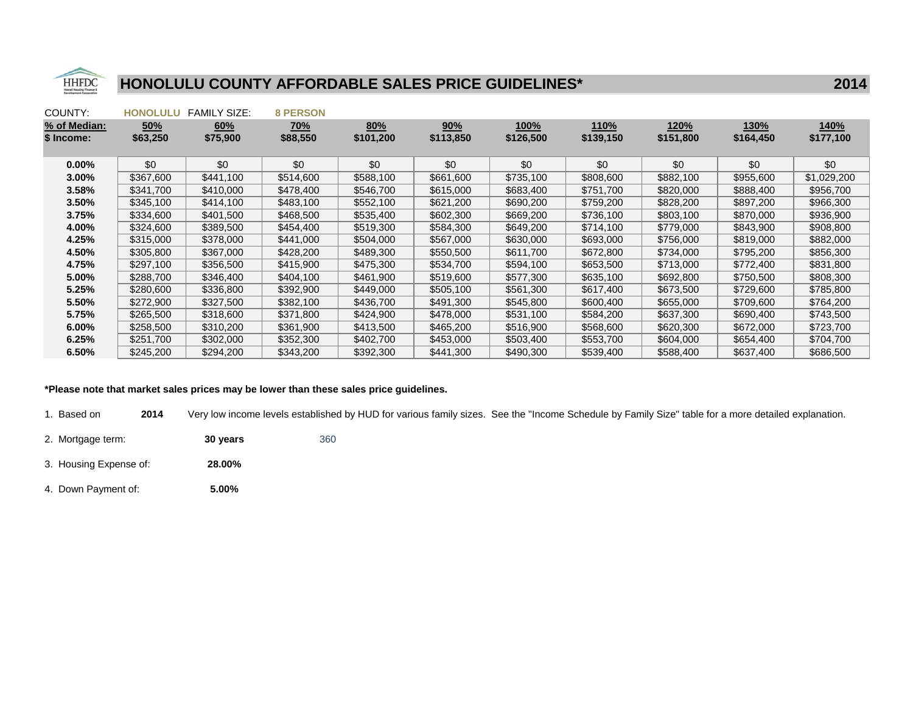# HONOLULU COUNTY AFFORDABLE SALES PRICE GUIDELINES* 2014

COUNTY: HONOLULU FAMILY SIZE: 8 PERSON

| % of Median: | 50% | 60% | 70% | 80% | 90% | 100% | 110% | 120% | 130% | 140% |
|---|---|---|---|---|---|---|---|---|---|---|
| $ Income: | $63,250 | $75,900 | $88,550 | $101,200 | $113,850 | $126,500 | $139,150 | $151,800 | $164,450 | $177,100 |
| 0.00% | $0 | $0 | $0 | $0 | $0 | $0 | $0 | $0 | $0 | $0 |
| 3.00% | $367,600 | $441,100 | $514,600 | $588,100 | $661,600 | $735,100 | $808,600 | $882,100 | $955,600 | $1,029,200 |
| 3.58% | $341,700 | $410,000 | $478,400 | $546,700 | $615,000 | $683,400 | $751,700 | $820,000 | $888,400 | $956,700 |
| 3.50% | $345,100 | $414,100 | $483,100 | $552,100 | $621,200 | $690,200 | $759,200 | $828,200 | $897,200 | $966,300 |
| 3.75% | $334,600 | $401,500 | $468,500 | $535,400 | $602,300 | $669,200 | $736,100 | $803,100 | $870,000 | $936,900 |
| 4.00% | $324,600 | $389,500 | $454,400 | $519,300 | $584,300 | $649,200 | $714,100 | $779,000 | $843,900 | $908,800 |
| 4.25% | $315,000 | $378,000 | $441,000 | $504,000 | $567,000 | $630,000 | $693,000 | $756,000 | $819,000 | $882,000 |
| 4.50% | $305,800 | $367,000 | $428,200 | $489,300 | $550,500 | $611,700 | $672,800 | $734,000 | $795,200 | $856,300 |
| 4.75% | $297,100 | $356,500 | $415,900 | $475,300 | $534,700 | $594,100 | $653,500 | $713,000 | $772,400 | $831,800 |
| 5.00% | $288,700 | $346,400 | $404,100 | $461,900 | $519,600 | $577,300 | $635,100 | $692,800 | $750,500 | $808,300 |
| 5.25% | $280,600 | $336,800 | $392,900 | $449,000 | $505,100 | $561,300 | $617,400 | $673,500 | $729,600 | $785,800 |
| 5.50% | $272,900 | $327,500 | $382,100 | $436,700 | $491,300 | $545,800 | $600,400 | $655,000 | $709,600 | $764,200 |
| 5.75% | $265,500 | $318,600 | $371,800 | $424,900 | $478,000 | $531,100 | $584,200 | $637,300 | $690,400 | $743,500 |
| 6.00% | $258,500 | $310,200 | $361,900 | $413,500 | $465,200 | $516,900 | $568,600 | $620,300 | $672,000 | $723,700 |
| 6.25% | $251,700 | $302,000 | $352,300 | $402,700 | $453,000 | $503,400 | $553,700 | $604,000 | $654,400 | $704,700 |
| 6.50% | $245,200 | $294,200 | $343,200 | $392,300 | $441,300 | $490,300 | $539,400 | $588,400 | $637,400 | $686,500 |

**\*Please note that market sales prices may be lower than these sales price guidelines.**

1. Based on **2014** Very low income levels established by HUD for various family sizes. See the "Income Schedule by Family Size" table for a more detailed explanation.
2. Mortgage term: **30 years** 360
3. Housing Expense of: **28.00%**
4. Down Payment of: **5.00%**